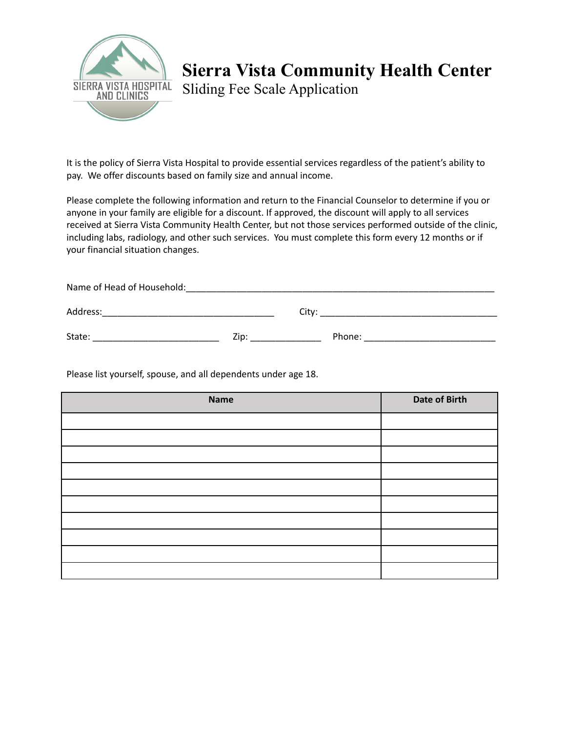# Sierra Vista Community Health Center

## Sliding Fee Scale Application

It is the policy of Sierra Vista Hospital to provide essential services regardless of the patient's ability to pay. We offer discounts based on family size and annual income.

Please complete the following information and return to the Financial Counselor to determine if you or anyone in your family are eligible for a discount. If approved, the discount will apply to all services received at Sierra Vista Community Health Center, but not those services performed outside of the clinic, including labs, radiology, and other such services. You must complete this form every 12 months or if your financial situation changes.

Name of Head of Household:_______________________________________________________________

Address:__________________________________ City: ___________________________________

State: _________________________ Zip: ______________ Phone: __________________________

Please list yourself, spouse, and all dependents under age 18.

| Name | Date of Birth |
|---|---|
| | |
| | |
| | |
| | |
| | |
| | |
| | |
| | |
| | |
| | |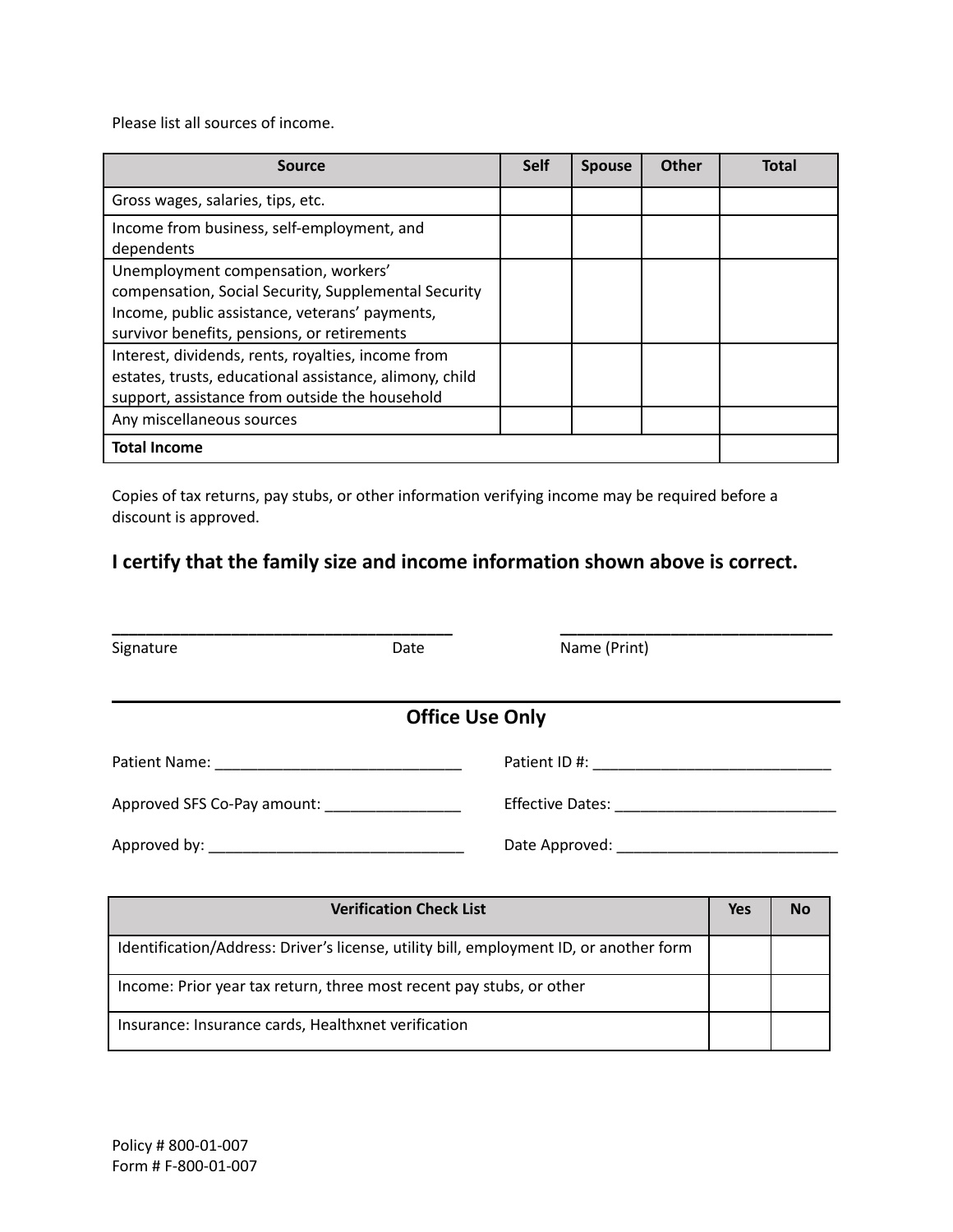Please list all sources of income.

| Source | Self | Spouse | Other | Total |
|---|---|---|---|---|
| Gross wages, salaries, tips, etc. | | | | |
| Income from business, self-employment, and dependents | | | | |
| Unemployment compensation, workers' compensation, Social Security, Supplemental Security Income, public assistance, veterans' payments, survivor benefits, pensions, or retirements | | | | |
| Interest, dividends, rents, royalties, income from estates, trusts, educational assistance, alimony, child support, assistance from outside the household | | | | |
| Any miscellaneous sources | | | | |
| **Total Income** | | | | |

Copies of tax returns, pay stubs, or other information verifying income may be required before a discount is approved.

## I certify that the family size and income information shown above is correct.

_______________________________________ _______________________________

Signature Date Name (Print)

## Office Use Only

Patient Name: ______________________________ Patient ID #: ____________________________

Approved SFS Co-Pay amount: ________________ Effective Dates: __________________________

Approved by: ______________________________ Date Approved: __________________________

| Verification Check List | Yes | No |
|---|---|---|
| Identification/Address: Driver's license, utility bill, employment ID, or another form | | |
| Income: Prior year tax return, three most recent pay stubs, or other | | |
| Insurance: Insurance cards, Healthxnet verification | | |

Policy # 800-01-007
Form # F-800-01-007